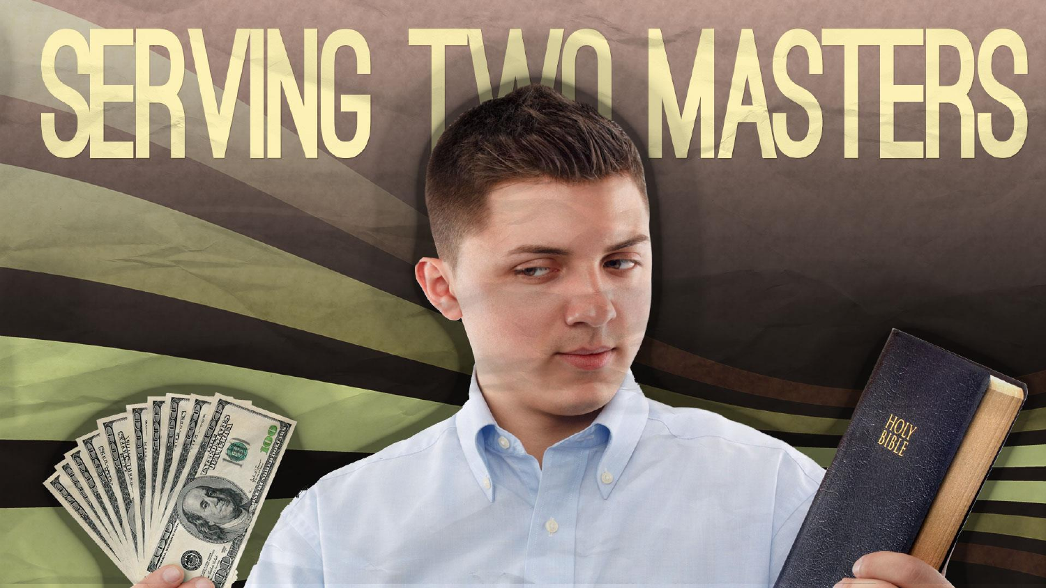# SERVING TWO MASTERS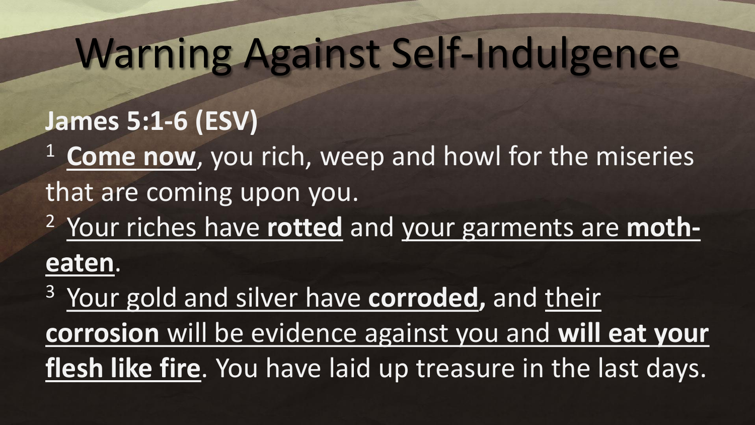# Warning Against Self-Indulgence

**James 5:1-6 (ESV)**

[1] **Come now**, you rich, weep and howl for the miseries that are coming upon you.

[2] Your riches have **rotted** and your garments are **moth-eaten**.

[3] Your gold and silver have **corroded,** and their **corrosion** will be evidence against you and **will eat your flesh like fire**. You have laid up treasure in the last days.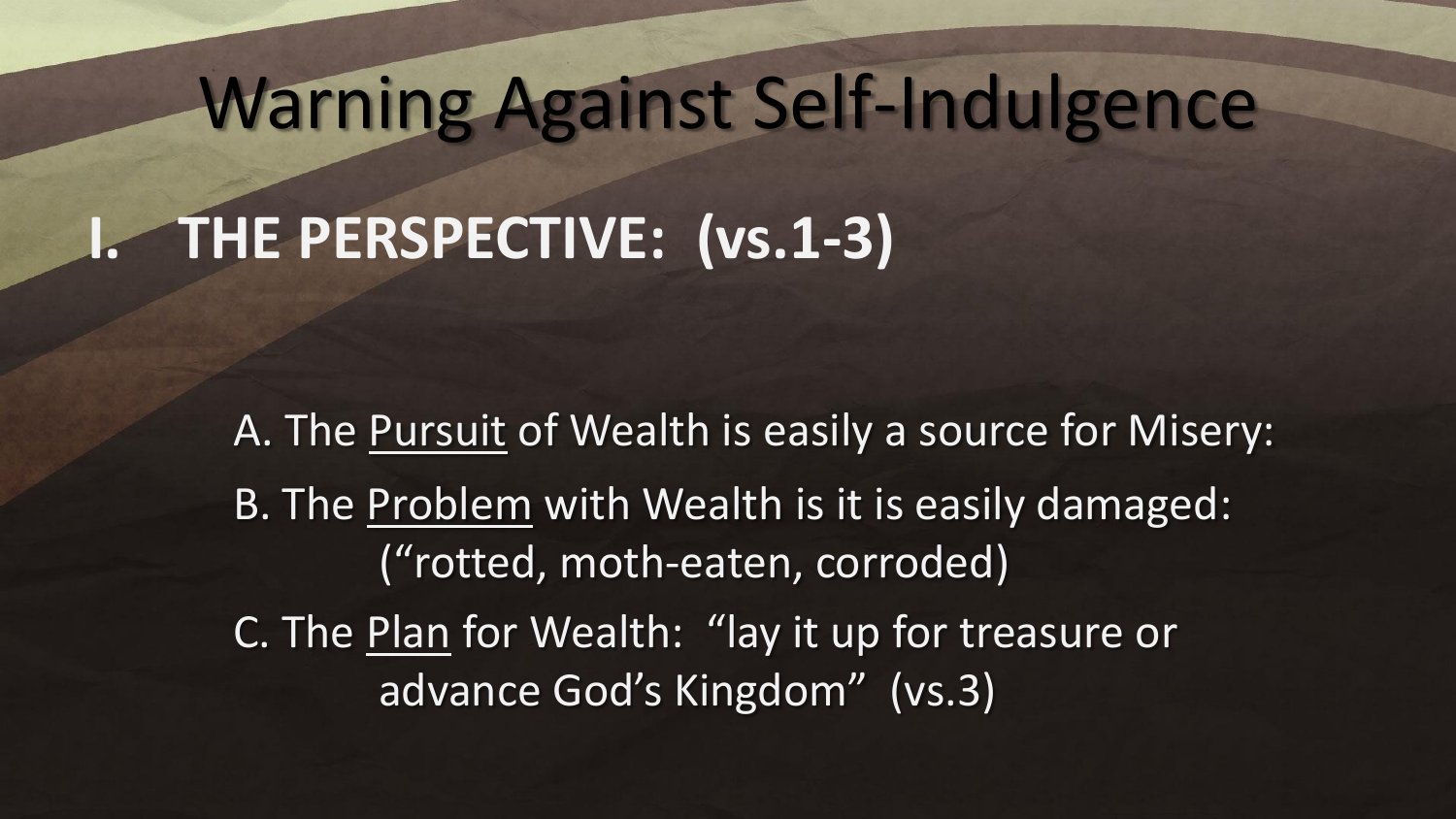# Warning Against Self-Indulgence

## I. THE PERSPECTIVE: (vs.1-3)

A. The Pursuit of Wealth is easily a source for Misery:

B. The Problem with Wealth is it is easily damaged: ("rotted, moth-eaten, corroded)

C. The Plan for Wealth: "lay it up for treasure or advance God's Kingdom" (vs.3)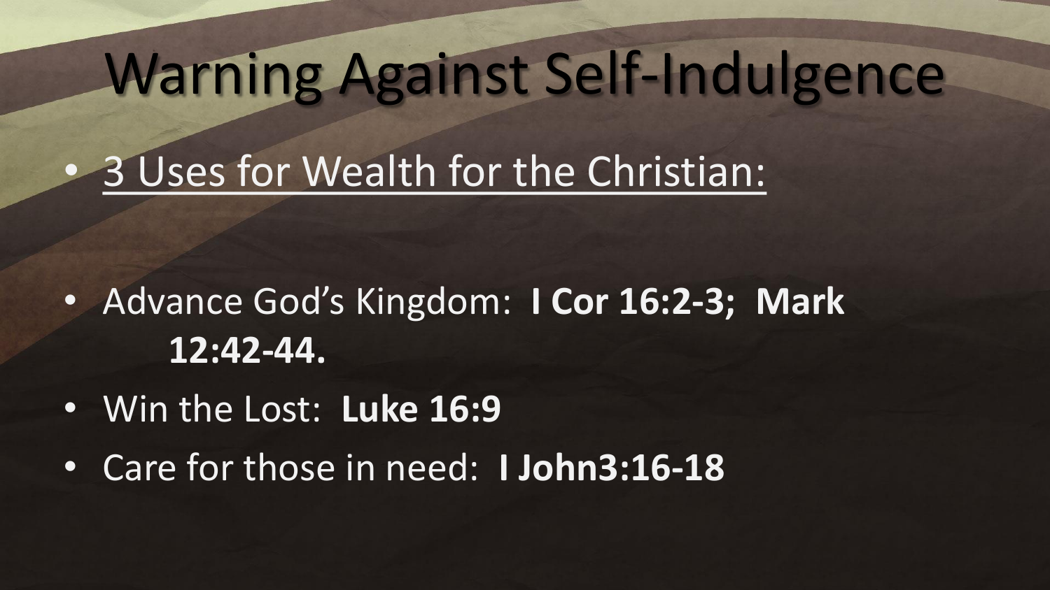# Warning Against Self-Indulgence

- <u>3 Uses for Wealth for the Christian:</u>

- Advance God's Kingdom: **I Cor 16:2-3; Mark 12:42-44.**
- Win the Lost: **Luke 16:9**
- Care for those in need: **I John3:16-18**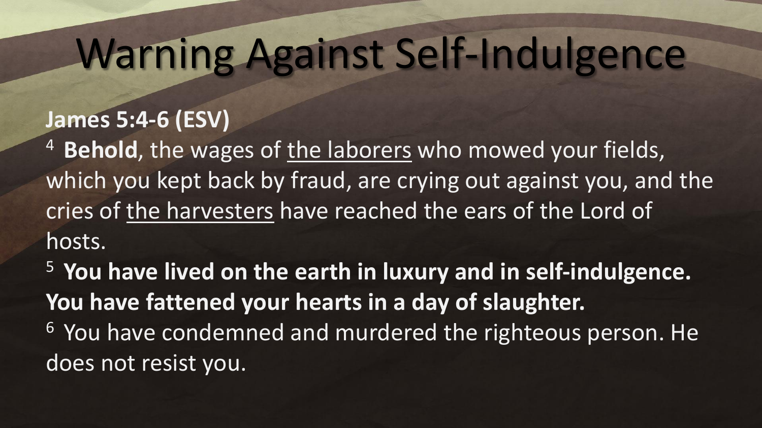# Warning Against Self-Indulgence

**James 5:4-6 (ESV)**

[4] **Behold**, the wages of <u>the laborers</u> who mowed your fields, which you kept back by fraud, are crying out against you, and the cries of <u>the harvesters</u> have reached the ears of the Lord of hosts.

[5] **You have lived on the earth in luxury and in self-indulgence. You have fattened your hearts in a day of slaughter.**

[6] You have condemned and murdered the righteous person. He does not resist you.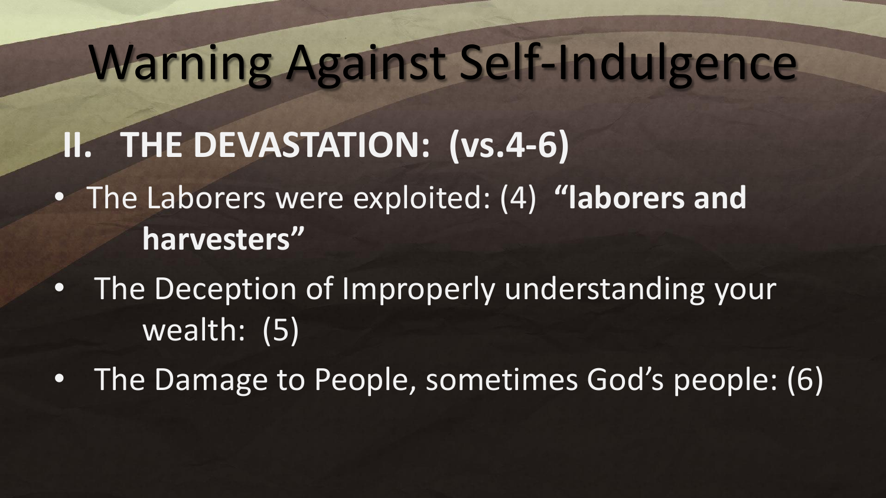# Warning Against Self-Indulgence

## II. THE DEVASTATION: (vs.4-6)

- The Laborers were exploited: (4) **"laborers and harvesters"**
- The Deception of Improperly understanding your wealth: (5)
- The Damage to People, sometimes God's people: (6)